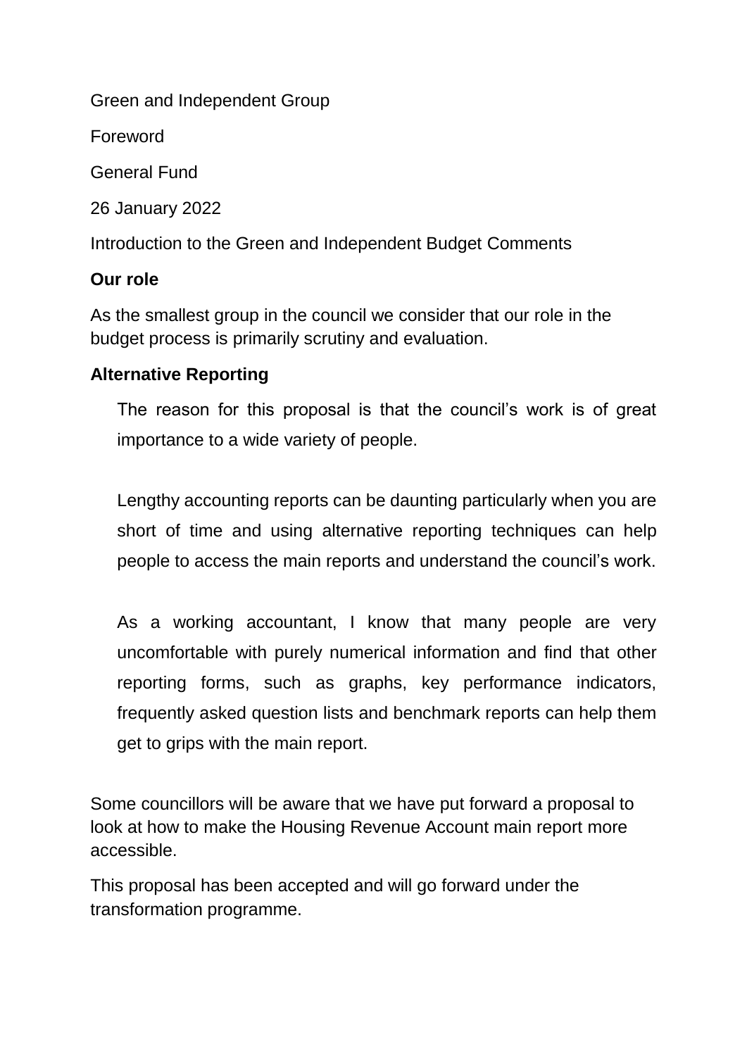Green and Independent Group

Foreword

General Fund

26 January 2022

Introduction to the Green and Independent Budget Comments

**Our role**

As the smallest group in the council we consider that our role in the budget process is primarily scrutiny and evaluation.

**Alternative Reporting**

> The reason for this proposal is that the council's work is of great importance to a wide variety of people.
>
> Lengthy accounting reports can be daunting particularly when you are short of time and using alternative reporting techniques can help people to access the main reports and understand the council's work.
>
> As a working accountant, I know that many people are very uncomfortable with purely numerical information and find that other reporting forms, such as graphs, key performance indicators, frequently asked question lists and benchmark reports can help them get to grips with the main report.

Some councillors will be aware that we have put forward a proposal to look at how to make the Housing Revenue Account main report more accessible.

This proposal has been accepted and will go forward under the transformation programme.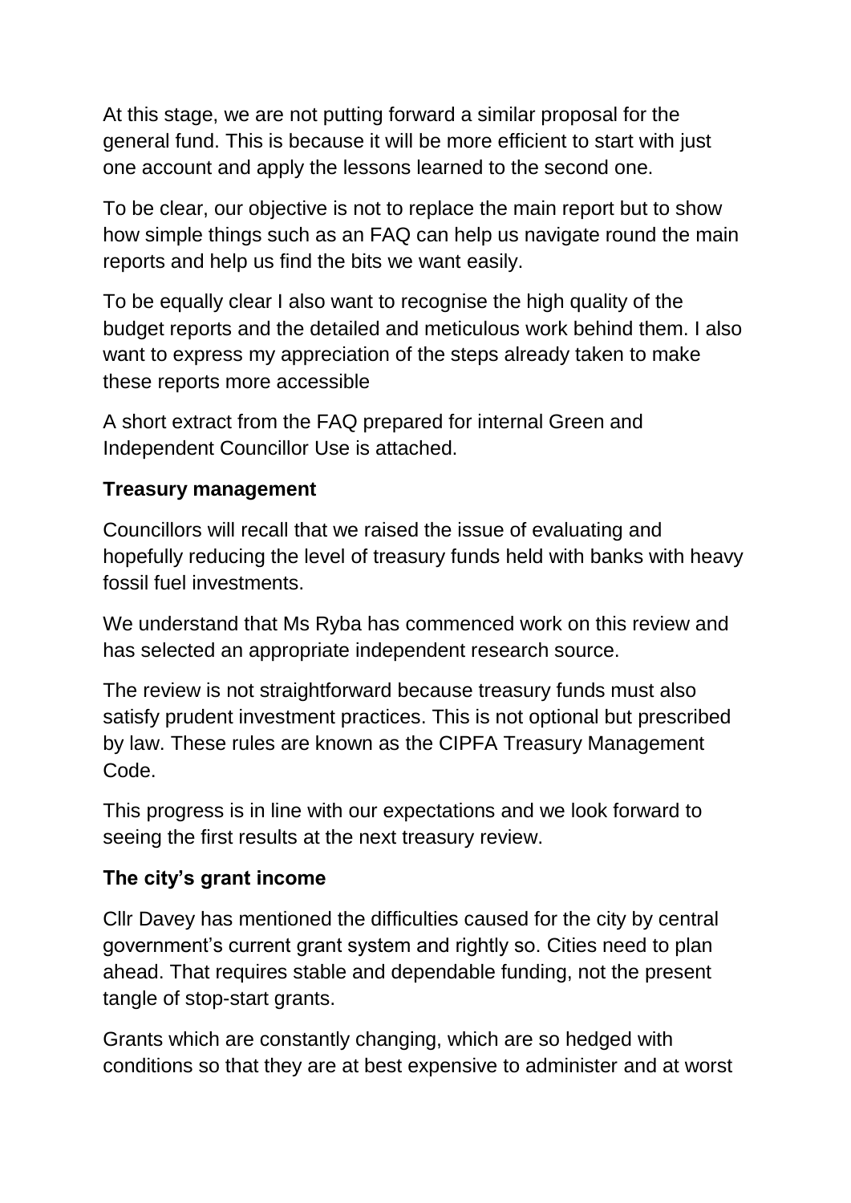At this stage, we are not putting forward a similar proposal for the general fund. This is because it will be more efficient to start with just one account and apply the lessons learned to the second one.

To be clear, our objective is not to replace the main report but to show how simple things such as an FAQ can help us navigate round the main reports and help us find the bits we want easily.

To be equally clear I also want to recognise the high quality of the budget reports and the detailed and meticulous work behind them. I also want to express my appreciation of the steps already taken to make these reports more accessible

A short extract from the FAQ prepared for internal Green and Independent Councillor Use is attached.

**Treasury management**

Councillors will recall that we raised the issue of evaluating and hopefully reducing the level of treasury funds held with banks with heavy fossil fuel investments.

We understand that Ms Ryba has commenced work on this review and has selected an appropriate independent research source.

The review is not straightforward because treasury funds must also satisfy prudent investment practices. This is not optional but prescribed by law. These rules are known as the CIPFA Treasury Management Code.

This progress is in line with our expectations and we look forward to seeing the first results at the next treasury review.

**The city's grant income**

Cllr Davey has mentioned the difficulties caused for the city by central government's current grant system and rightly so. Cities need to plan ahead. That requires stable and dependable funding, not the present tangle of stop-start grants.

Grants which are constantly changing, which are so hedged with conditions so that they are at best expensive to administer and at worst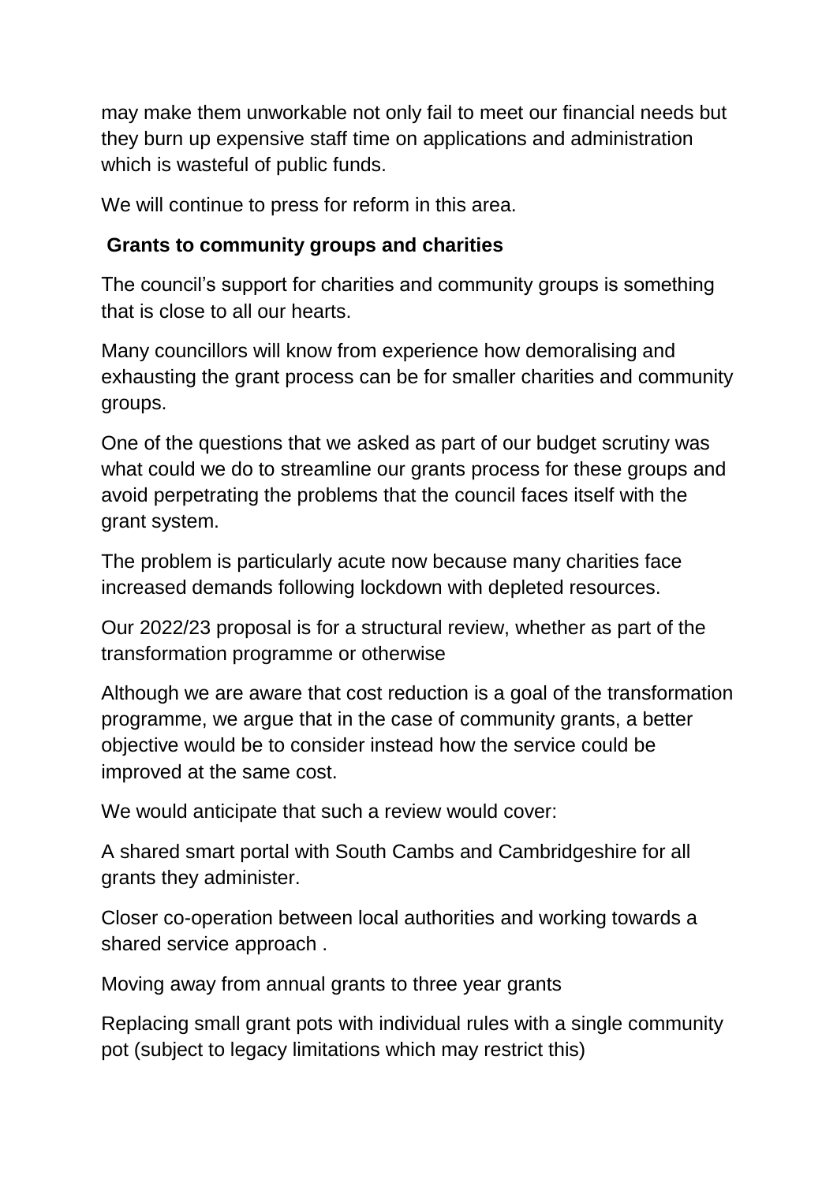may make them unworkable not only fail to meet our financial needs but they burn up expensive staff time on applications and administration which is wasteful of public funds.

We will continue to press for reform in this area.

**Grants to community groups and charities**

The council's support for charities and community groups is something that is close to all our hearts.

Many councillors will know from experience how demoralising and exhausting the grant process can be for smaller charities and community groups.

One of the questions that we asked as part of our budget scrutiny was what could we do to streamline our grants process for these groups and avoid perpetrating the problems that the council faces itself with the grant system.

The problem is particularly acute now because many charities face increased demands following lockdown with depleted resources.

Our 2022/23 proposal is for a structural review, whether as part of the transformation programme or otherwise

Although we are aware that cost reduction is a goal of the transformation programme, we argue that in the case of community grants, a better objective would be to consider instead how the service could be improved at the same cost.

We would anticipate that such a review would cover:

A shared smart portal with South Cambs and Cambridgeshire for all grants they administer.

Closer co-operation between local authorities and working towards a shared service approach .

Moving away from annual grants to three year grants

Replacing small grant pots with individual rules with a single community pot (subject to legacy limitations which may restrict this)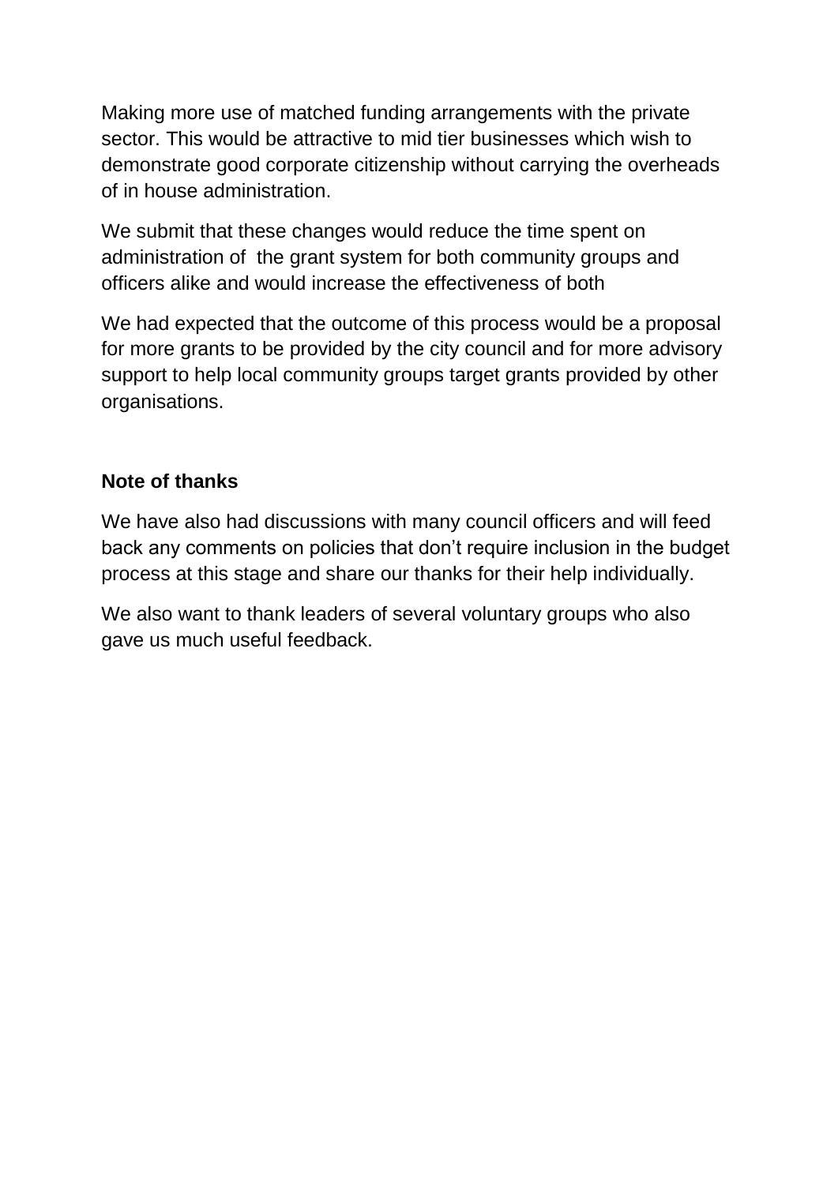Making more use of matched funding arrangements with the private sector. This would be attractive to mid tier businesses which wish to demonstrate good corporate citizenship without carrying the overheads of in house administration.

We submit that these changes would reduce the time spent on administration of the grant system for both community groups and officers alike and would increase the effectiveness of both

We had expected that the outcome of this process would be a proposal for more grants to be provided by the city council and for more advisory support to help local community groups target grants provided by other organisations.

**Note of thanks**

We have also had discussions with many council officers and will feed back any comments on policies that don't require inclusion in the budget process at this stage and share our thanks for their help individually.

We also want to thank leaders of several voluntary groups who also gave us much useful feedback.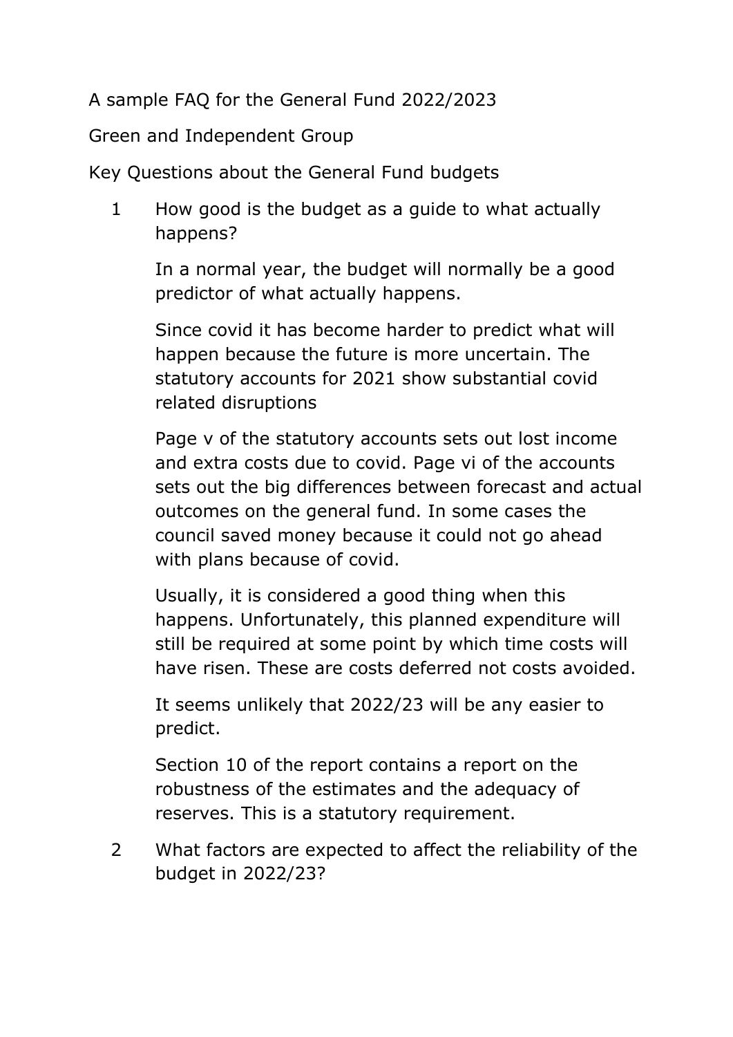A sample FAQ for the General Fund 2022/2023

Green and Independent Group

Key Questions about the General Fund budgets

1. How good is the budget as a guide to what actually happens?

   In a normal year, the budget will normally be a good predictor of what actually happens.

   Since covid it has become harder to predict what will happen because the future is more uncertain. The statutory accounts for 2021 show substantial covid related disruptions

   Page v of the statutory accounts sets out lost income and extra costs due to covid. Page vi of the accounts sets out the big differences between forecast and actual outcomes on the general fund. In some cases the council saved money because it could not go ahead with plans because of covid.

   Usually, it is considered a good thing when this happens. Unfortunately, this planned expenditure will still be required at some point by which time costs will have risen. These are costs deferred not costs avoided.

   It seems unlikely that 2022/23 will be any easier to predict.

   Section 10 of the report contains a report on the robustness of the estimates and the adequacy of reserves. This is a statutory requirement.

2. What factors are expected to affect the reliability of the budget in 2022/23?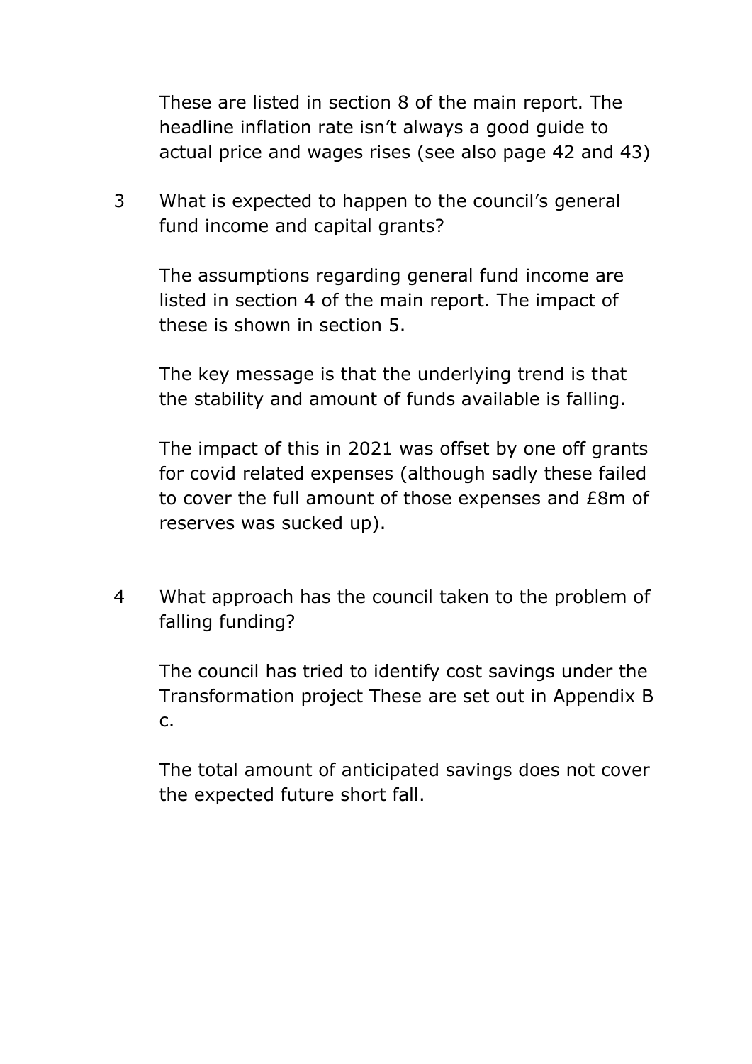These are listed in section 8 of the main report. The headline inflation rate isn't always a good guide to actual price and wages rises (see also page 42 and 43)

3 What is expected to happen to the council's general fund income and capital grants?

The assumptions regarding general fund income are listed in section 4 of the main report. The impact of these is shown in section 5.

The key message is that the underlying trend is that the stability and amount of funds available is falling.

The impact of this in 2021 was offset by one off grants for covid related expenses (although sadly these failed to cover the full amount of those expenses and £8m of reserves was sucked up).

4 What approach has the council taken to the problem of falling funding?

The council has tried to identify cost savings under the Transformation project These are set out in Appendix B c.

The total amount of anticipated savings does not cover the expected future short fall.